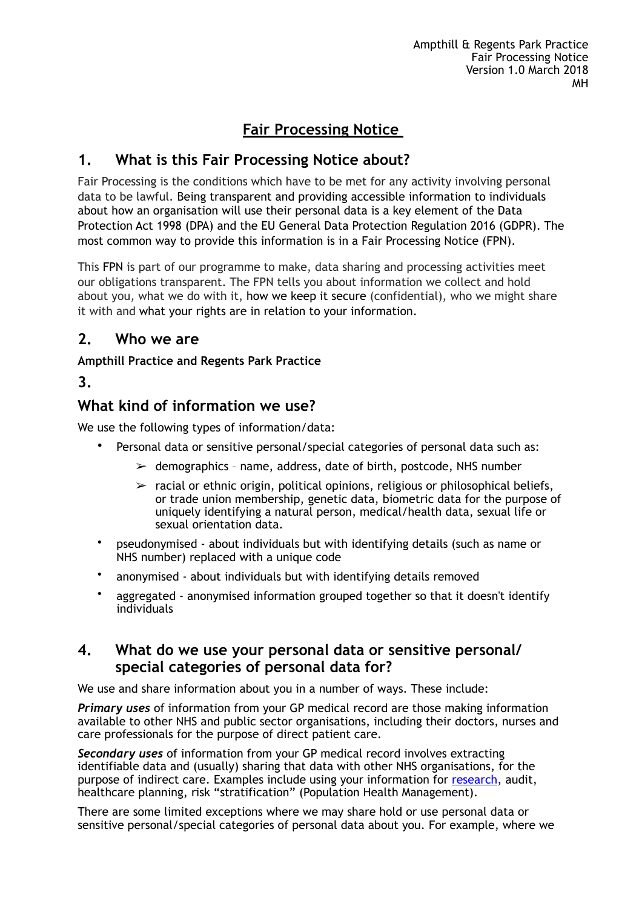Ampthill & Regents Park Practice
Fair Processing Notice
Version 1.0 March 2018
MH

# Fair Processing Notice

## 1. What is this Fair Processing Notice about?

Fair Processing is the conditions which have to be met for any activity involving personal data to be lawful. Being transparent and providing accessible information to individuals about how an organisation will use their personal data is a key element of the Data Protection Act 1998 (DPA) and the EU General Data Protection Regulation 2016 (GDPR). The most common way to provide this information is in a Fair Processing Notice (FPN).

This FPN is part of our programme to make, data sharing and processing activities meet our obligations transparent. The FPN tells you about information we collect and hold about you, what we do with it, how we keep it secure (confidential), who we might share it with and what your rights are in relation to your information.

## 2. Who we are

**Ampthill Practice and Regents Park Practice**

## 3.

## What kind of information we use?

We use the following types of information/data:

- Personal data or sensitive personal/special categories of personal data such as:
  - demographics – name, address, date of birth, postcode, NHS number
  - racial or ethnic origin, political opinions, religious or philosophical beliefs, or trade union membership, genetic data, biometric data for the purpose of uniquely identifying a natural person, medical/health data, sexual life or sexual orientation data.
- pseudonymised - about individuals but with identifying details (such as name or NHS number) replaced with a unique code
- anonymised - about individuals but with identifying details removed
- aggregated - anonymised information grouped together so that it doesn't identify individuals

## 4. What do we use your personal data or sensitive personal/ special categories of personal data for?

We use and share information about you in a number of ways. These include:

***Primary uses*** of information from your GP medical record are those making information available to other NHS and public sector organisations, including their doctors, nurses and care professionals for the purpose of direct patient care.

***Secondary uses*** of information from your GP medical record involves extracting identifiable data and (usually) sharing that data with other NHS organisations, for the purpose of indirect care. Examples include using your information for research, audit, healthcare planning, risk "stratification" (Population Health Management).

There are some limited exceptions where we may share hold or use personal data or sensitive personal/special categories of personal data about you. For example, where we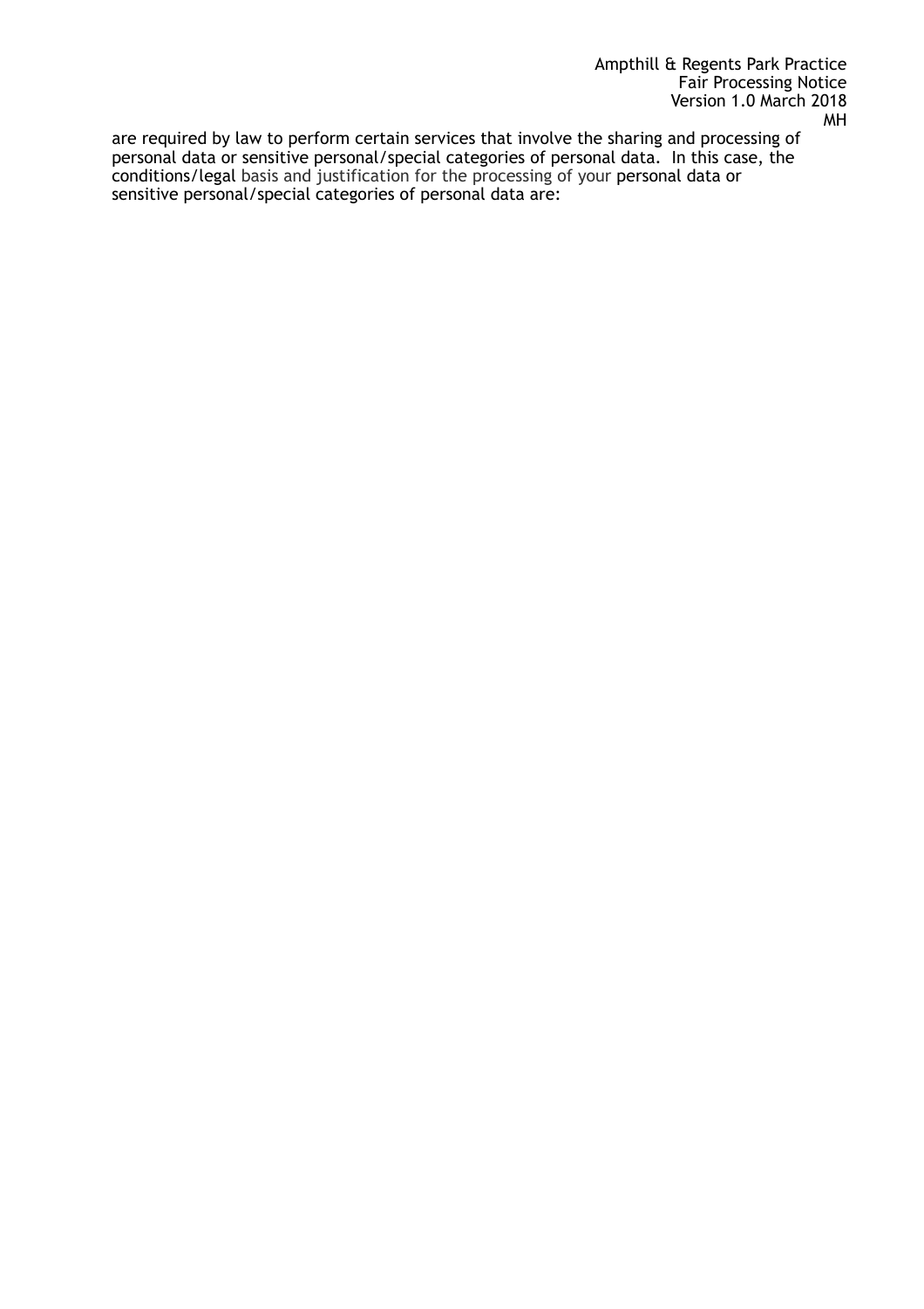are required by law to perform certain services that involve the sharing and processing of personal data or sensitive personal/special categories of personal data. In this case, the conditions/legal basis and justification for the processing of your personal data or sensitive personal/special categories of personal data are: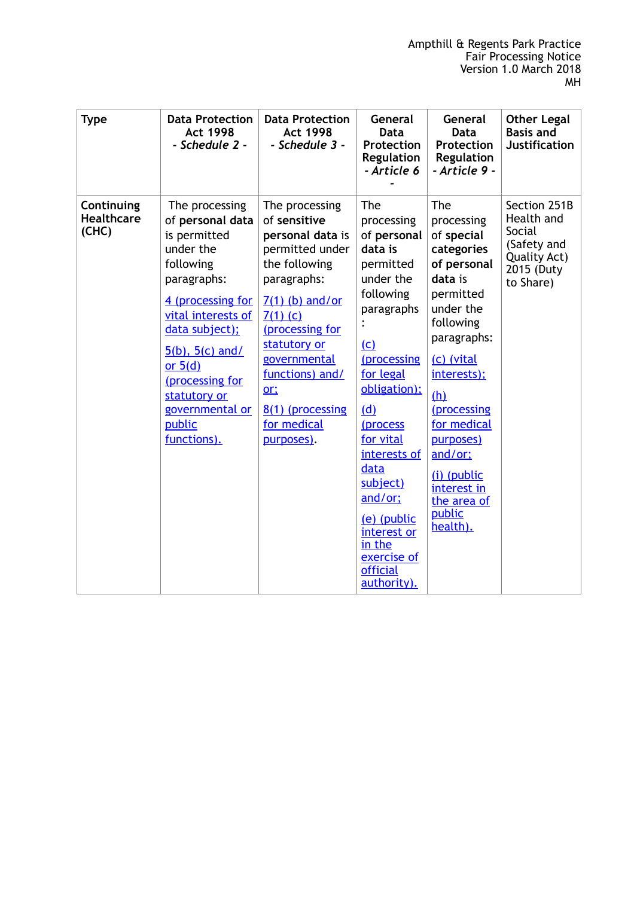| Type | Data Protection Act 1998 *- Schedule 2 -* | Data Protection Act 1998 *- Schedule 3 -* | General Data Protection Regulation *- Article 6 -* | General Data Protection Regulation *- Article 9 -* | Other Legal Basis and Justification |
|---|---|---|---|---|---|
| **Continuing Healthcare (CHC)** | The processing of **personal data** is permitted under the following paragraphs: 4 (processing for vital interests of data subject); 5(b), 5(c) and/ or 5(d) (processing for statutory or governmental or public functions). | The processing of **sensitive personal data** is permitted under the following paragraphs: 7(1) (b) and/or 7(1) (c) (processing for statutory or governmental functions) and/ or; 8(1) (processing for medical purposes). | The processing of **personal data is** permitted under the following paragraphs: (c) (processing for legal obligation); (d) (process for vital interests of data subject) and/or; (e) (public interest or in the exercise of official authority). | The processing of **special categories of personal data** is permitted under the following paragraphs: (c) (vital interests); (h) (processing for medical purposes) and/or; (i) (public interest in the area of public health). | Section 251B Health and Social (Safety and Quality Act) 2015 (Duty to Share) |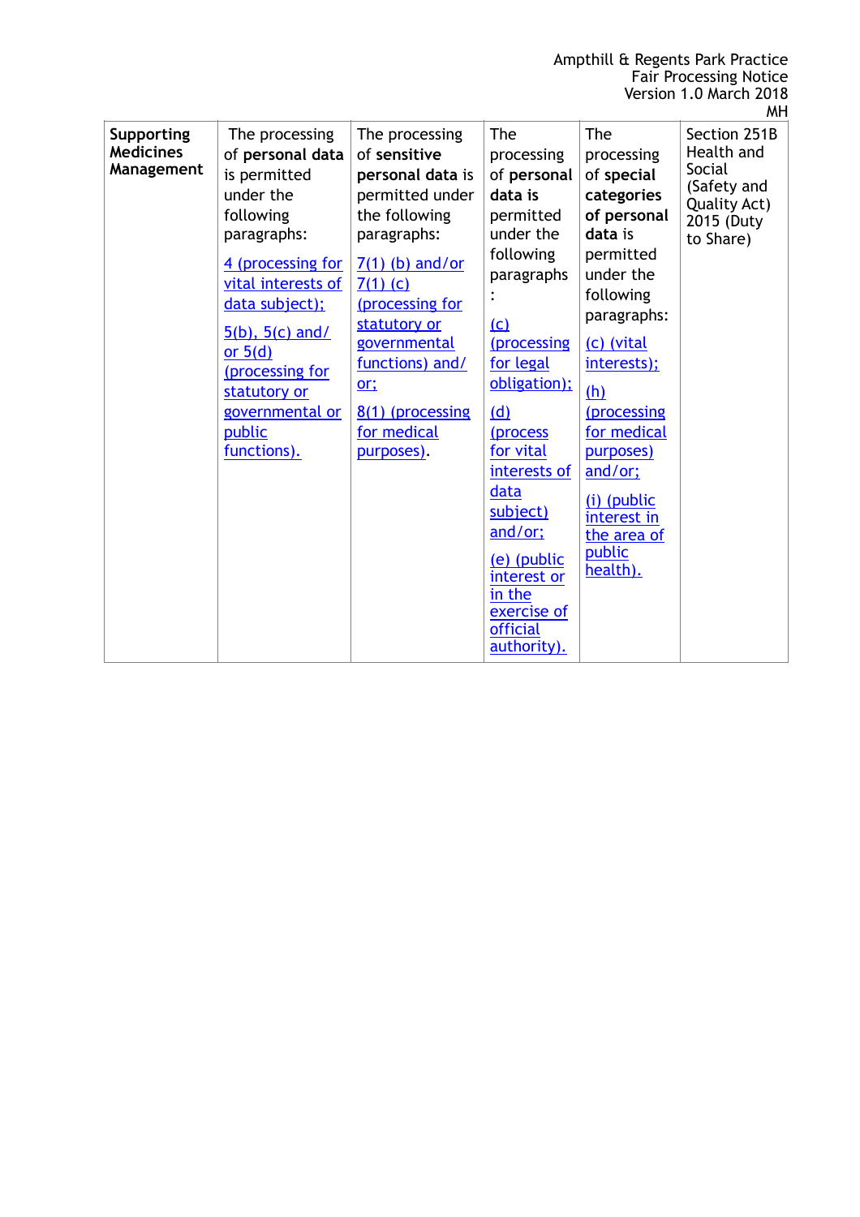| **Supporting Medicines Management** | The processing of **personal data** is permitted under the following paragraphs: 4 (processing for vital interests of data subject); 5(b), 5(c) and/ or 5(d) (processing for statutory or governmental or public functions). | The processing of **sensitive personal data** is permitted under the following paragraphs: 7(1) (b) and/or 7(1) (c) (processing for statutory or governmental functions) and/ or; 8(1) (processing for medical purposes). | The processing of **personal data is** permitted under the following paragraphs: (c) (processing for legal obligation); (d) (process for vital interests of data subject) and/or; (e) (public interest or in the exercise of official authority). | The processing of **special categories of personal data** is permitted under the following paragraphs: (c) (vital interests); (h) (processing for medical purposes) and/or; (i) (public interest in the area of public health). | Section 251B Health and Social (Safety and Quality Act) 2015 (Duty to Share) |
|---|---|---|---|---|---|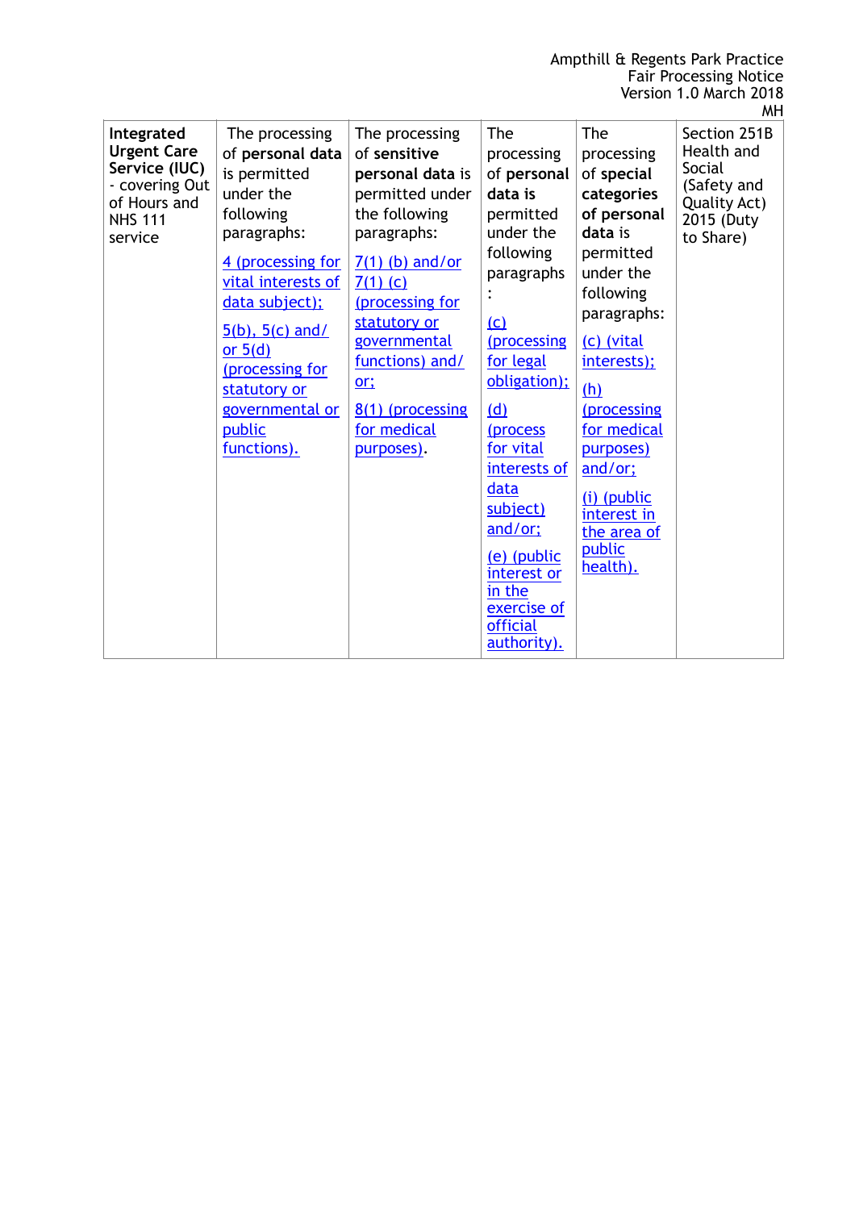| **Integrated Urgent Care Service (IUC)** - covering Out of Hours and NHS 111 service | The processing of **personal data** is permitted under the following paragraphs: 4 (processing for vital interests of data subject); 5(b), 5(c) and/ or 5(d) (processing for statutory or governmental or public functions). | The processing of **sensitive personal data** is permitted under the following paragraphs: 7(1) (b) and/or 7(1) (c) (processing for statutory or governmental functions) and/ or; 8(1) (processing for medical purposes). | The processing of **personal data** is permitted under the following paragraphs: (c) (processing for legal obligation); (d) (process for vital interests of data subject) and/or; (e) (public interest or in the exercise of official authority). | The processing of **special categories of personal data** is permitted under the following paragraphs: (c) (vital interests); (h) (processing for medical purposes) and/or; (i) (public interest in the area of public health). | Section 251B Health and Social (Safety and Quality Act) 2015 (Duty to Share) |
|---|---|---|---|---|---|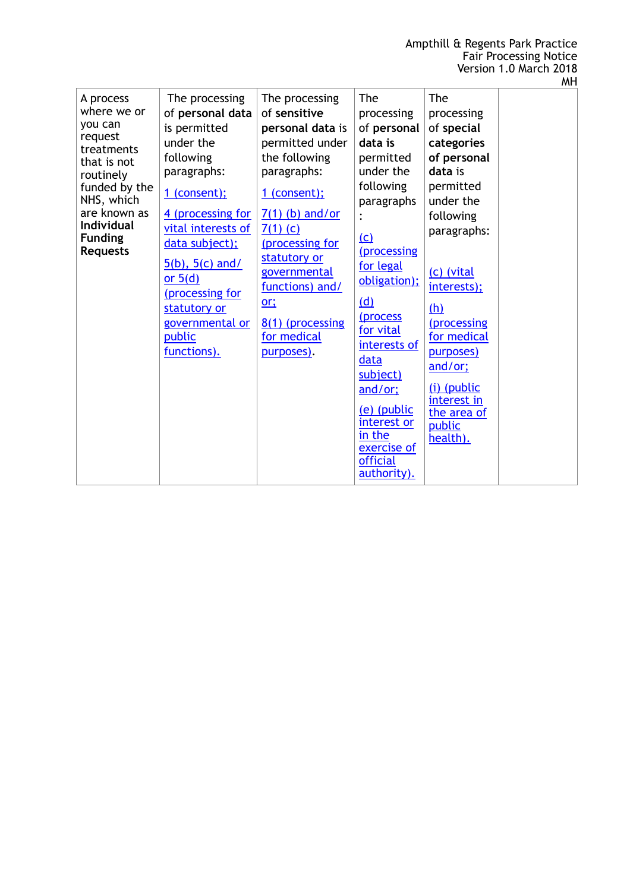| A process where we or you can request treatments that is not routinely funded by the NHS, which are known as **Individual Funding Requests** | The processing of **personal data** is permitted under the following paragraphs:<br><br>1 (consent);<br><br>4 (processing for vital interests of data subject);<br><br>5(b), 5(c) and/ or 5(d) (processing for statutory or governmental or public functions). | The processing of **sensitive personal data** is permitted under the following paragraphs:<br><br>1 (consent);<br><br>7(1) (b) and/or 7(1) (c) (processing for statutory or governmental functions) and/ or;<br><br>8(1) (processing for medical purposes). | The processing of **personal data is** permitted under the following paragraphs :<br><br>(c) (processing for legal obligation);<br><br>(d) (process for vital interests of data subject) and/or;<br><br>(e) (public interest or in the exercise of official authority). | The processing of **special categories of personal data** is permitted under the following paragraphs:<br><br>(c) (vital interests);<br><br>(h) (processing for medical purposes) and/or;<br><br>(i) (public interest in the area of public health). | |
|---|---|---|---|---|---|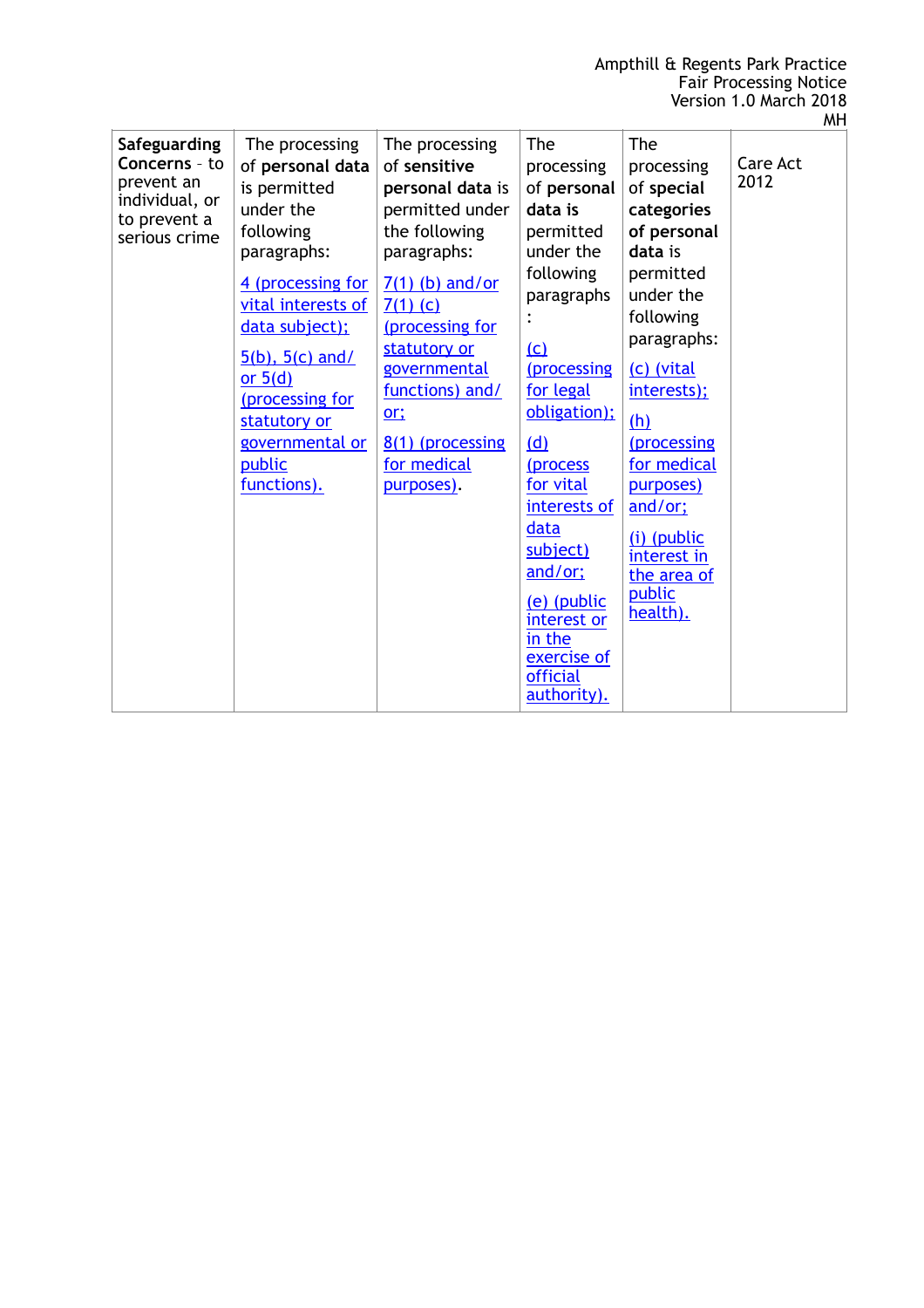| | | | | | |
|---|---|---|---|---|---|
| **Safeguarding Concerns** – to prevent an individual, or to prevent a serious crime | The processing of **personal data** is permitted under the following paragraphs:<br><br>4 (processing for vital interests of data subject);<br><br>5(b), 5(c) and/ or 5(d) (processing for statutory or governmental or public functions). | The processing of **sensitive personal data** is permitted under the following paragraphs:<br><br>7(1) (b) and/or 7(1) (c) (processing for statutory or governmental functions) and/ or;<br><br>8(1) (processing for medical purposes). | The processing of **personal data is** permitted under the following paragraphs:<br><br>(c) (processing for legal obligation);<br><br>(d) (process for vital interests of data subject) and/or;<br><br>(e) (public interest or in the exercise of official authority). | The processing of **special categories of personal data** is permitted under the following paragraphs:<br><br>(c) (vital interests);<br><br>(h) (processing for medical purposes) and/or;<br><br>(i) (public interest in the area of public health). | Care Act 2012 |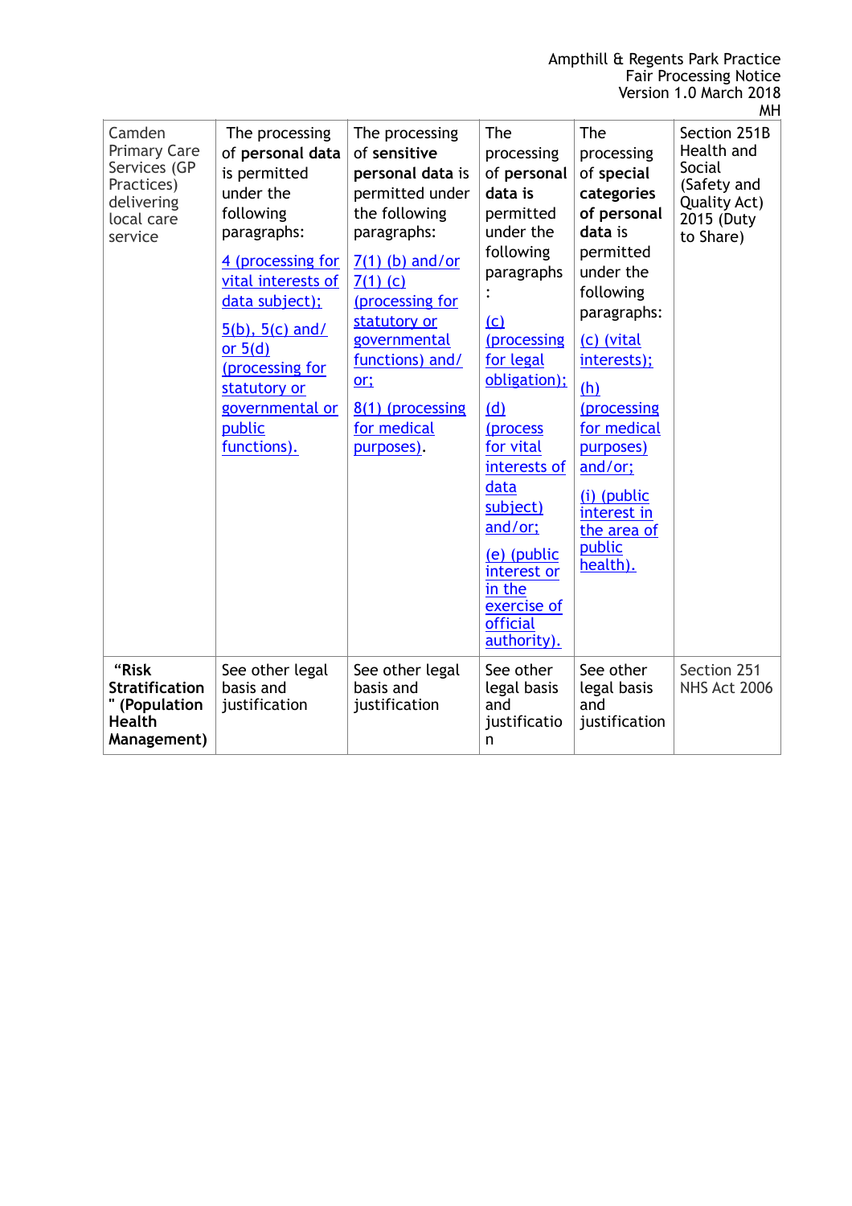| Camden Primary Care Services (GP Practices) delivering local care service | The processing of **personal data** is permitted under the following paragraphs:<br><br>4 (processing for vital interests of data subject);<br><br>5(b), 5(c) and/ or 5(d) (processing for statutory or governmental or public functions). | The processing of **sensitive personal data** is permitted under the following paragraphs:<br><br>7(1) (b) and/or 7(1) (c) (processing for statutory or governmental functions) and/ or;<br><br>8(1) (processing for medical purposes). | The processing of **personal data** is permitted under the following paragraphs :<br><br>(c) (processing for legal obligation);<br><br>(d) (process for vital interests of data subject) and/or;<br><br>(e) (public interest or in the exercise of official authority). | The processing of **special categories of personal data** is permitted under the following paragraphs:<br><br>(c) (vital interests);<br><br>(h) (processing for medical purposes) and/or;<br><br>(i) (public interest in the area of public health). | Section 251B Health and Social (Safety and Quality Act) 2015 (Duty to Share) |
|---|---|---|---|---|---|
| **"Risk Stratification " (Population Health Management)** | See other legal basis and justification | See other legal basis and justification | See other legal basis and justification | See other legal basis and justification | Section 251 NHS Act 2006 |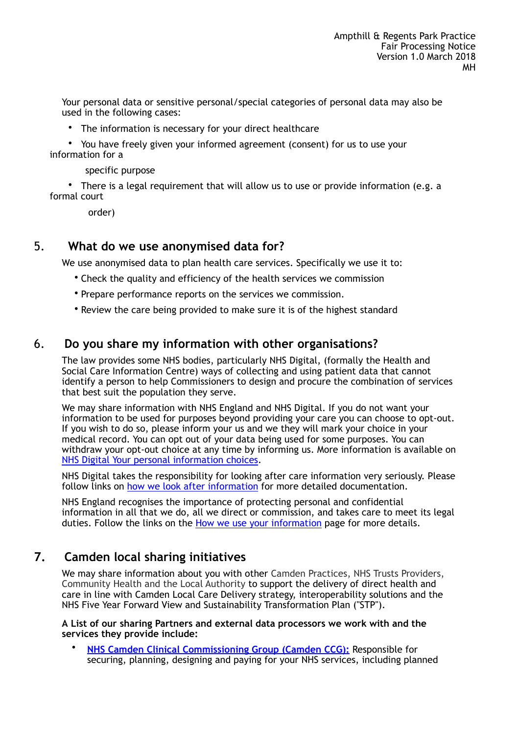Your personal data or sensitive personal/special categories of personal data may also be used in the following cases:

- The information is necessary for your direct healthcare
- You have freely given your informed agreement (consent) for us to use your information for a specific purpose
- There is a legal requirement that will allow us to use or provide information (e.g. a formal court order)

## 5. What do we use anonymised data for?

We use anonymised data to plan health care services. Specifically we use it to:

- Check the quality and efficiency of the health services we commission
- Prepare performance reports on the services we commission.
- Review the care being provided to make sure it is of the highest standard

## 6. Do you share my information with other organisations?

The law provides some NHS bodies, particularly NHS Digital, (formally the Health and Social Care Information Centre) ways of collecting and using patient data that cannot identify a person to help Commissioners to design and procure the combination of services that best suit the population they serve.

We may share information with NHS England and NHS Digital. If you do not want your information to be used for purposes beyond providing your care you can choose to opt-out. If you wish to do so, please inform your us and we they will mark your choice in your medical record. You can opt out of your data being used for some purposes. You can withdraw your opt-out choice at any time by informing us. More information is available on NHS Digital Your personal information choices.

NHS Digital takes the responsibility for looking after care information very seriously. Please follow links on how we look after information for more detailed documentation.

NHS England recognises the importance of protecting personal and confidential information in all that we do, all we direct or commission, and takes care to meet its legal duties. Follow the links on the How we use your information page for more details.

## 7. Camden local sharing initiatives

We may share information about you with other Camden Practices, NHS Trusts Providers, Community Health and the Local Authority to support the delivery of direct health and care in line with Camden Local Care Delivery strategy, interoperability solutions and the NHS Five Year Forward View and Sustainability Transformation Plan ("STP").

**A List of our sharing Partners and external data processors we work with and the services they provide include:**

- **NHS Camden Clinical Commissioning Group (Camden CCG):** Responsible for securing, planning, designing and paying for your NHS services, including planned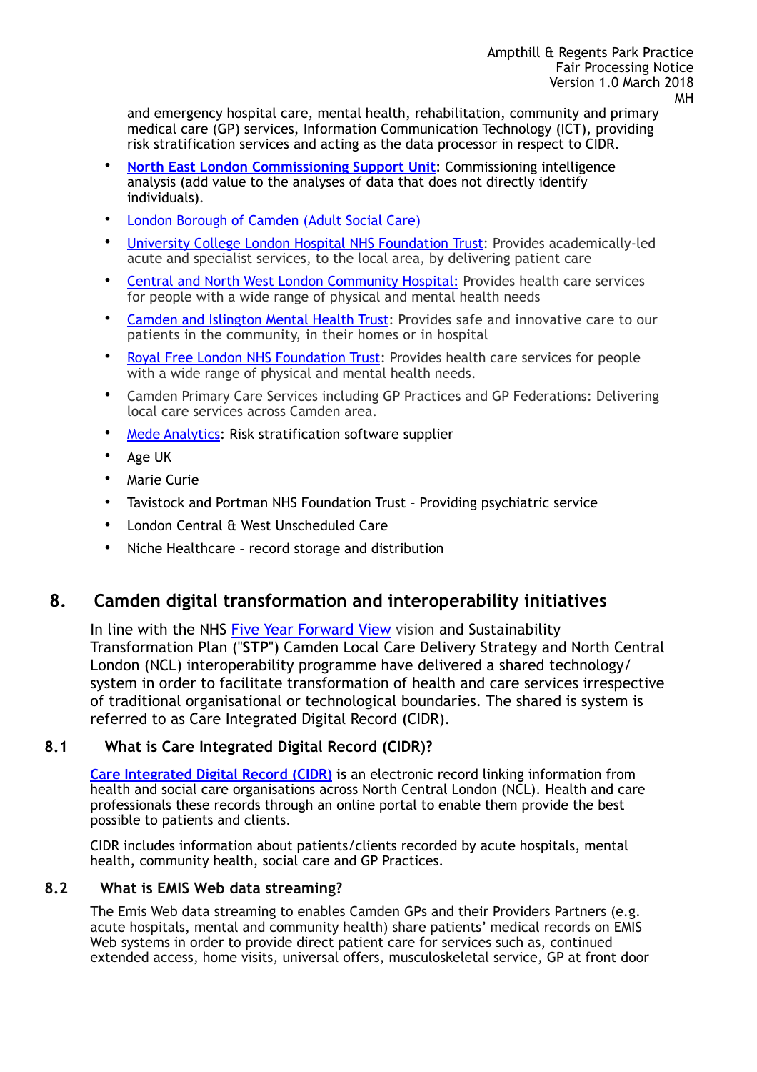and emergency hospital care, mental health, rehabilitation, community and primary medical care (GP) services, Information Communication Technology (ICT), providing risk stratification services and acting as the data processor in respect to CIDR.

- **North East London Commissioning Support Unit**: Commissioning intelligence analysis (add value to the analyses of data that does not directly identify individuals).
- London Borough of Camden (Adult Social Care)
- University College London Hospital NHS Foundation Trust: Provides academically-led acute and specialist services, to the local area, by delivering patient care
- Central and North West London Community Hospital: Provides health care services for people with a wide range of physical and mental health needs
- Camden and Islington Mental Health Trust: Provides safe and innovative care to our patients in the community, in their homes or in hospital
- Royal Free London NHS Foundation Trust: Provides health care services for people with a wide range of physical and mental health needs.
- Camden Primary Care Services including GP Practices and GP Federations: Delivering local care services across Camden area.
- Mede Analytics: Risk stratification software supplier
- Age UK
- Marie Curie
- Tavistock and Portman NHS Foundation Trust – Providing psychiatric service
- London Central & West Unscheduled Care
- Niche Healthcare – record storage and distribution

## 8. Camden digital transformation and interoperability initiatives

In line with the NHS Five Year Forward View vision and Sustainability Transformation Plan ("**STP**") Camden Local Care Delivery Strategy and North Central London (NCL) interoperability programme have delivered a shared technology/system in order to facilitate transformation of health and care services irrespective of traditional organisational or technological boundaries. The shared is system is referred to as Care Integrated Digital Record (CIDR).

### 8.1 What is Care Integrated Digital Record (CIDR)?

**Care Integrated Digital Record (CIDR) is** an electronic record linking information from health and social care organisations across North Central London (NCL). Health and care professionals these records through an online portal to enable them provide the best possible to patients and clients.

CIDR includes information about patients/clients recorded by acute hospitals, mental health, community health, social care and GP Practices.

### 8.2 What is EMIS Web data streaming?

The Emis Web data streaming to enables Camden GPs and their Providers Partners (e.g. acute hospitals, mental and community health) share patients' medical records on EMIS Web systems in order to provide direct patient care for services such as, continued extended access, home visits, universal offers, musculoskeletal service, GP at front door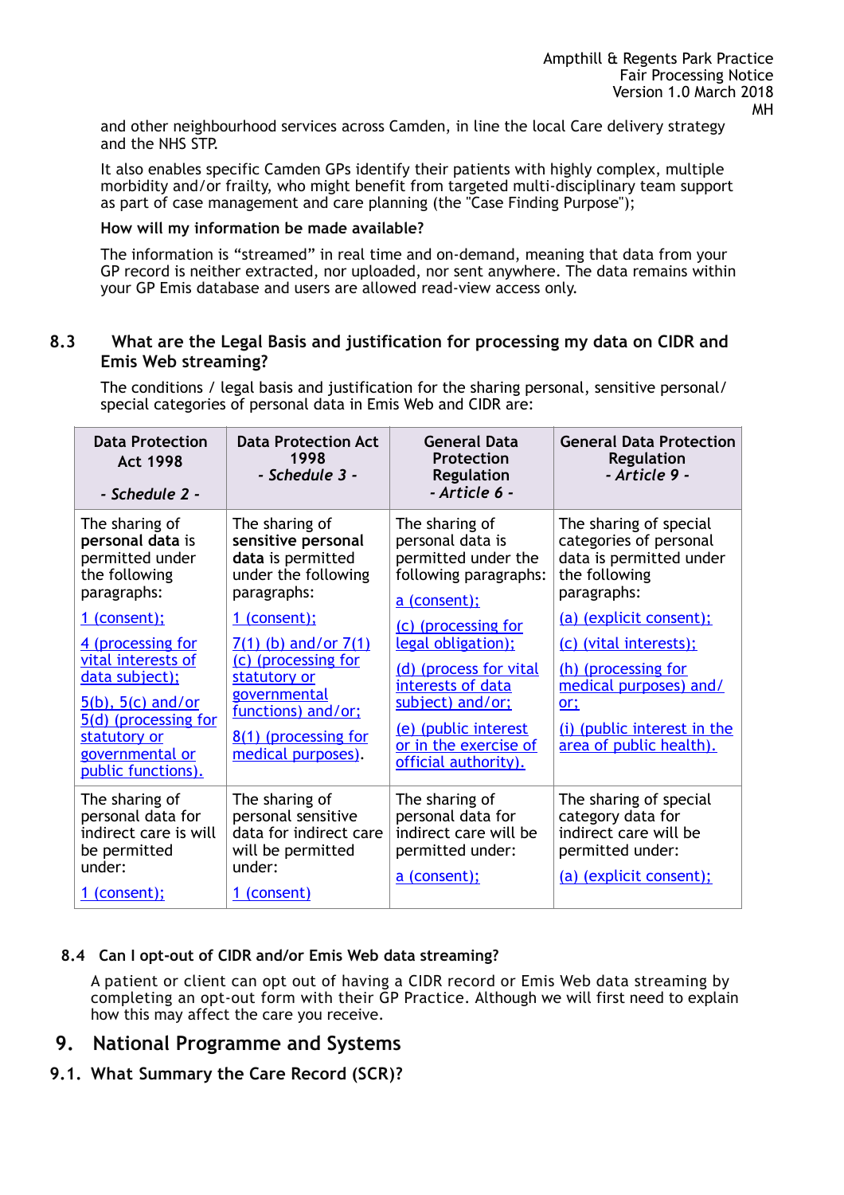and other neighbourhood services across Camden, in line the local Care delivery strategy and the NHS STP.

It also enables specific Camden GPs identify their patients with highly complex, multiple morbidity and/or frailty, who might benefit from targeted multi-disciplinary team support as part of case management and care planning (the "Case Finding Purpose");

**How will my information be made available?**

The information is "streamed" in real time and on-demand, meaning that data from your GP record is neither extracted, nor uploaded, nor sent anywhere. The data remains within your GP Emis database and users are allowed read-view access only.

### 8.3 What are the Legal Basis and justification for processing my data on CIDR and Emis Web streaming?

The conditions / legal basis and justification for the sharing personal, sensitive personal/ special categories of personal data in Emis Web and CIDR are:

| Data Protection Act 1998 *- Schedule 2 -* | Data Protection Act 1998 *- Schedule 3 -* | General Data Protection Regulation *- Article 6 -* | General Data Protection Regulation *- Article 9 -* |
|---|---|---|---|
| The sharing of **personal data** is permitted under the following paragraphs: 1 (consent); 4 (processing for vital interests of data subject); 5(b), 5(c) and/or 5(d) (processing for statutory or governmental or public functions). | The sharing of **sensitive personal data** is permitted under the following paragraphs: 1 (consent); 7(1) (b) and/or 7(1) (c) (processing for statutory or governmental functions) and/or; 8(1) (processing for medical purposes). | The sharing of personal data is permitted under the following paragraphs: a (consent); (c) (processing for legal obligation); (d) (process for vital interests of data subject) and/or; (e) (public interest or in the exercise of official authority). | The sharing of special categories of personal data is permitted under the following paragraphs: (a) (explicit consent); (c) (vital interests); (h) (processing for medical purposes) and/ or; (i) (public interest in the area of public health). |
| The sharing of personal data for indirect care is will be permitted under: 1 (consent); | The sharing of personal sensitive data for indirect care will be permitted under: 1 (consent) | The sharing of personal data for indirect care will be permitted under: a (consent); | The sharing of special category data for indirect care will be permitted under: (a) (explicit consent); |

### 8.4 Can I opt-out of CIDR and/or Emis Web data streaming?

A patient or client can opt out of having a CIDR record or Emis Web data streaming by completing an opt-out form with their GP Practice. Although we will first need to explain how this may affect the care you receive.

## 9. National Programme and Systems

### 9.1. What Summary the Care Record (SCR)?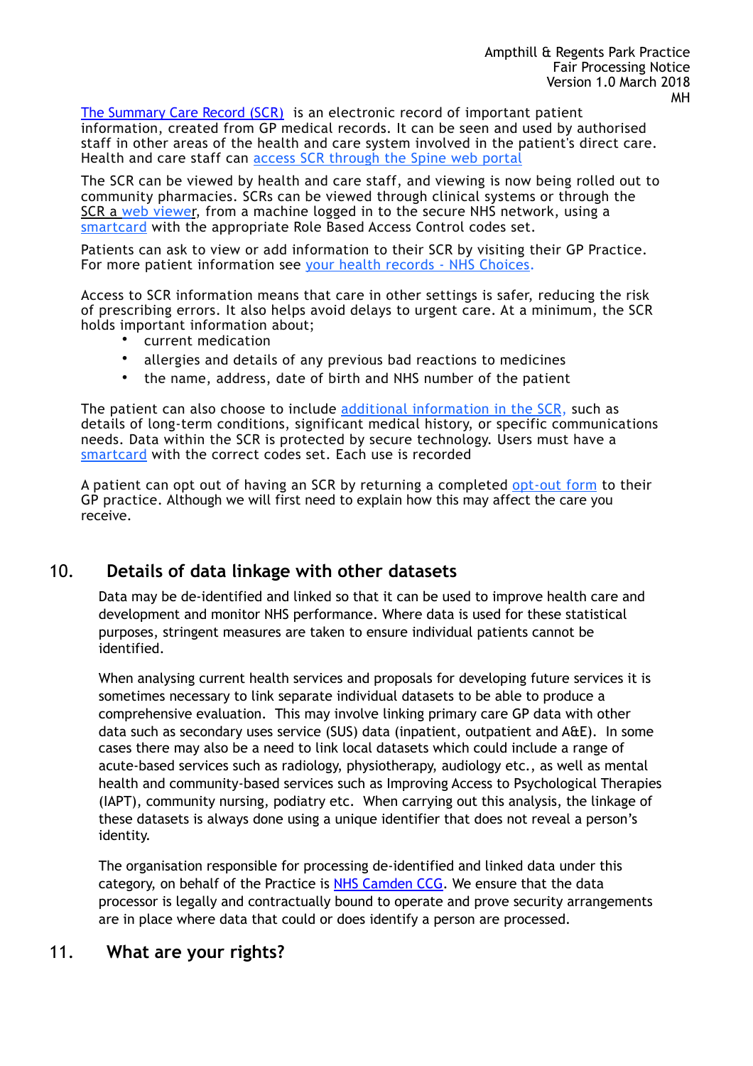[The Summary Care Record (SCR)](#) is an electronic record of important patient information, created from GP medical records. It can be seen and used by authorised staff in other areas of the health and care system involved in the patient's direct care. Health and care staff can [access SCR through the Spine web portal](#)

The SCR can be viewed by health and care staff, and viewing is now being rolled out to community pharmacies. SCRs can be viewed through clinical systems or through the SCR a [web viewer](#), from a machine logged in to the secure NHS network, using a [smartcard](#) with the appropriate Role Based Access Control codes set.

Patients can ask to view or add information to their SCR by visiting their GP Practice. For more patient information see [your health records - NHS Choices.](#)

Access to SCR information means that care in other settings is safer, reducing the risk of prescribing errors. It also helps avoid delays to urgent care. At a minimum, the SCR holds important information about;

- current medication
- allergies and details of any previous bad reactions to medicines
- the name, address, date of birth and NHS number of the patient

The patient can also choose to include [additional information in the SCR,](#) such as details of long-term conditions, significant medical history, or specific communications needs. Data within the SCR is protected by secure technology. Users must have a [smartcard](#) with the correct codes set. Each use is recorded

A patient can opt out of having an SCR by returning a completed [opt-out form](#) to their GP practice. Although we will first need to explain how this may affect the care you receive.

## 10. Details of data linkage with other datasets

Data may be de-identified and linked so that it can be used to improve health care and development and monitor NHS performance. Where data is used for these statistical purposes, stringent measures are taken to ensure individual patients cannot be identified.

When analysing current health services and proposals for developing future services it is sometimes necessary to link separate individual datasets to be able to produce a comprehensive evaluation. This may involve linking primary care GP data with other data such as secondary uses service (SUS) data (inpatient, outpatient and A&E). In some cases there may also be a need to link local datasets which could include a range of acute-based services such as radiology, physiotherapy, audiology etc., as well as mental health and community-based services such as Improving Access to Psychological Therapies (IAPT), community nursing, podiatry etc. When carrying out this analysis, the linkage of these datasets is always done using a unique identifier that does not reveal a person's identity.

The organisation responsible for processing de-identified and linked data under this category, on behalf of the Practice is [NHS Camden CCG](#). We ensure that the data processor is legally and contractually bound to operate and prove security arrangements are in place where data that could or does identify a person are processed.

## 11. What are your rights?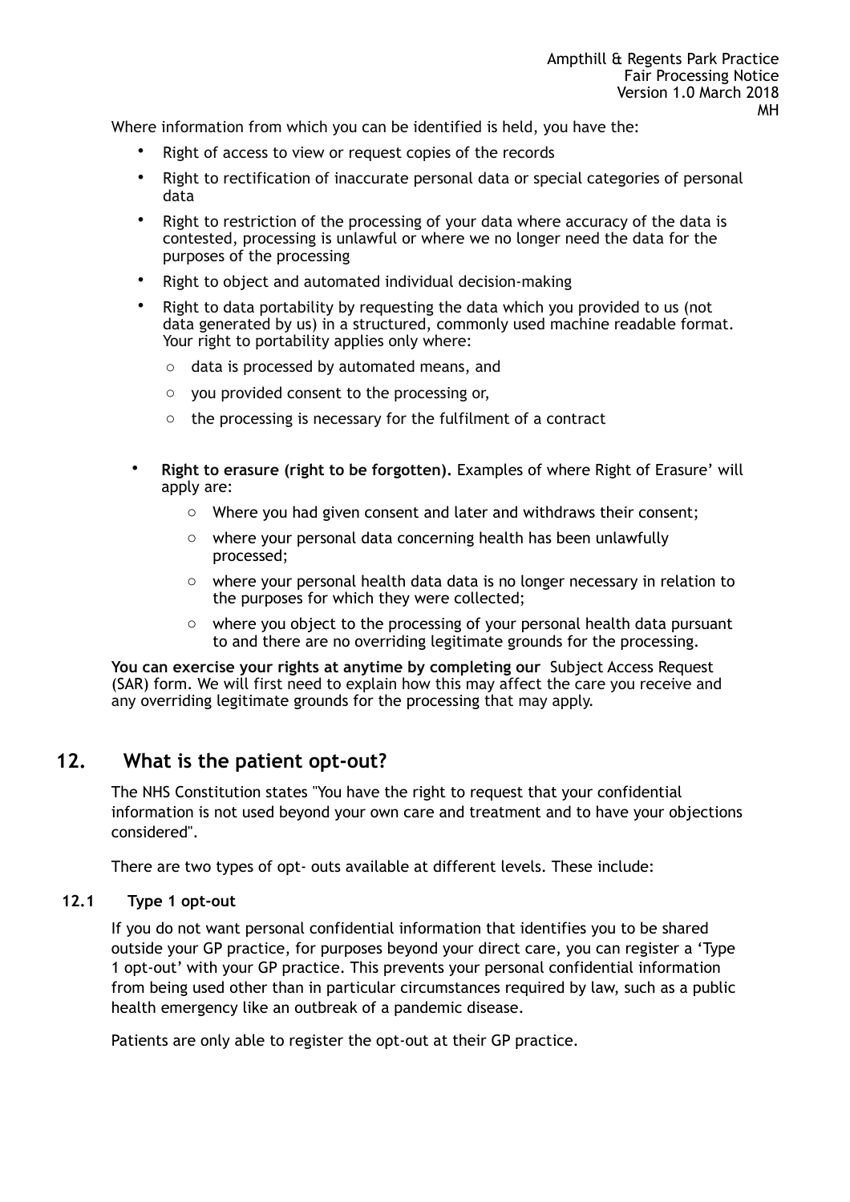Where information from which you can be identified is held, you have the:

- Right of access to view or request copies of the records
- Right to rectification of inaccurate personal data or special categories of personal data
- Right to restriction of the processing of your data where accuracy of the data is contested, processing is unlawful or where we no longer need the data for the purposes of the processing
- Right to object and automated individual decision-making
- Right to data portability by requesting the data which you provided to us (not data generated by us) in a structured, commonly used machine readable format. Your right to portability applies only where:
  - data is processed by automated means, and
  - you provided consent to the processing or,
  - the processing is necessary for the fulfilment of a contract

- **Right to erasure (right to be forgotten).** Examples of where Right of Erasure' will apply are:
  - Where you had given consent and later and withdraws their consent;
  - where your personal data concerning health has been unlawfully processed;
  - where your personal health data data is no longer necessary in relation to the purposes for which they were collected;
  - where you object to the processing of your personal health data pursuant to and there are no overriding legitimate grounds for the processing.

**You can exercise your rights at anytime by completing our** Subject Access Request (SAR) form. We will first need to explain how this may affect the care you receive and any overriding legitimate grounds for the processing that may apply.

## 12. What is the patient opt-out?

The NHS Constitution states "You have the right to request that your confidential information is not used beyond your own care and treatment and to have your objections considered".

There are two types of opt- outs available at different levels. These include:

### 12.1 Type 1 opt-out

If you do not want personal confidential information that identifies you to be shared outside your GP practice, for purposes beyond your direct care, you can register a 'Type 1 opt-out' with your GP practice. This prevents your personal confidential information from being used other than in particular circumstances required by law, such as a public health emergency like an outbreak of a pandemic disease.

Patients are only able to register the opt-out at their GP practice.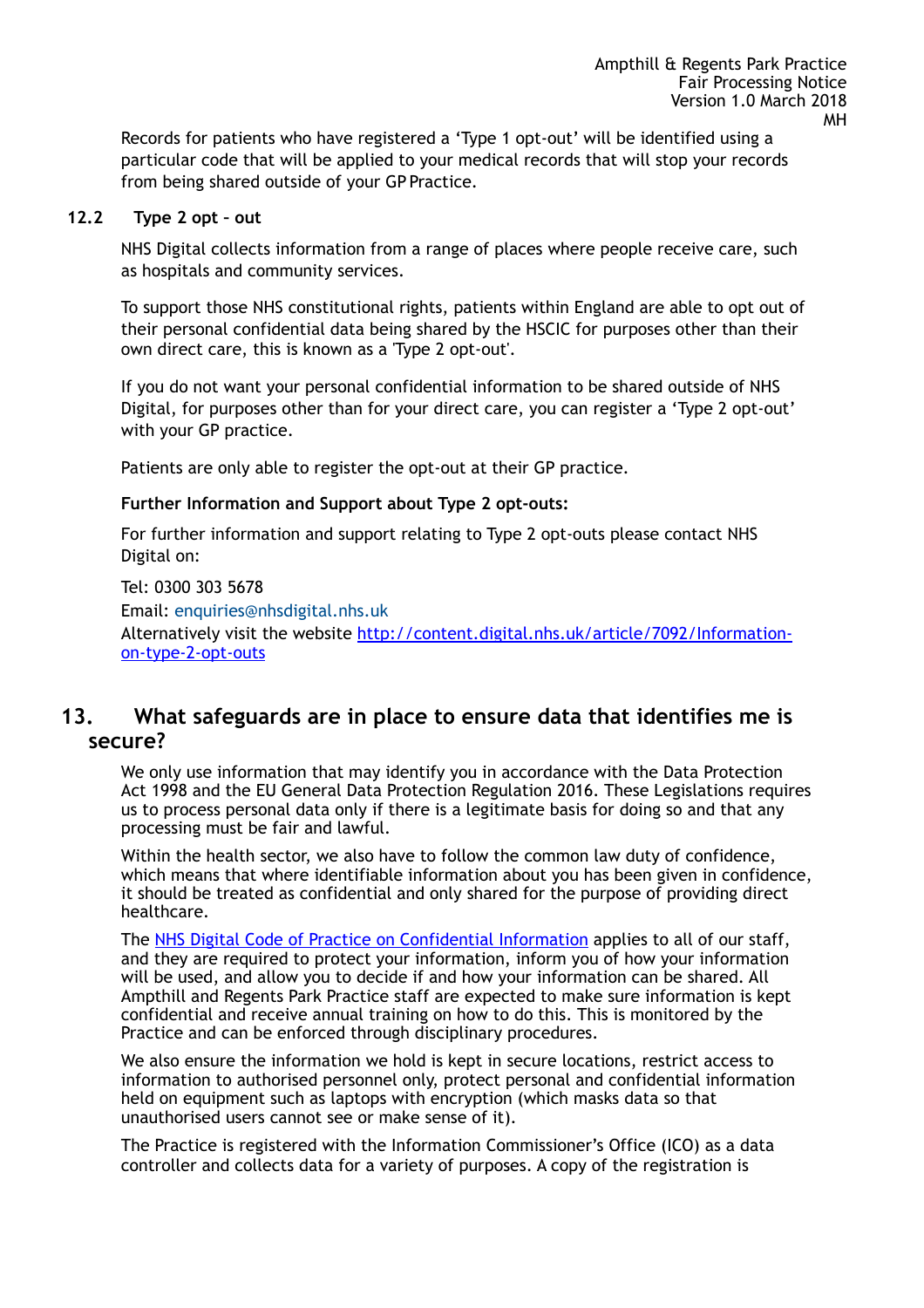Records for patients who have registered a 'Type 1 opt-out' will be identified using a particular code that will be applied to your medical records that will stop your records from being shared outside of your GP Practice.

### 12.2 Type 2 opt – out

NHS Digital collects information from a range of places where people receive care, such as hospitals and community services.

To support those NHS constitutional rights, patients within England are able to opt out of their personal confidential data being shared by the HSCIC for purposes other than their own direct care, this is known as a 'Type 2 opt-out'.

If you do not want your personal confidential information to be shared outside of NHS Digital, for purposes other than for your direct care, you can register a 'Type 2 opt-out' with your GP practice.

Patients are only able to register the opt-out at their GP practice.

**Further Information and Support about Type 2 opt-outs:**

For further information and support relating to Type 2 opt-outs please contact NHS Digital on:

Tel: 0300 303 5678
Email: enquiries@nhsdigital.nhs.uk
Alternatively visit the website [http://content.digital.nhs.uk/article/7092/Information-on-type-2-opt-outs](http://content.digital.nhs.uk/article/7092/Information-on-type-2-opt-outs)

## 13. What safeguards are in place to ensure data that identifies me is secure?

We only use information that may identify you in accordance with the Data Protection Act 1998 and the EU General Data Protection Regulation 2016. These Legislations requires us to process personal data only if there is a legitimate basis for doing so and that any processing must be fair and lawful.

Within the health sector, we also have to follow the common law duty of confidence, which means that where identifiable information about you has been given in confidence, it should be treated as confidential and only shared for the purpose of providing direct healthcare.

The NHS Digital Code of Practice on Confidential Information applies to all of our staff, and they are required to protect your information, inform you of how your information will be used, and allow you to decide if and how your information can be shared. All Ampthill and Regents Park Practice staff are expected to make sure information is kept confidential and receive annual training on how to do this. This is monitored by the Practice and can be enforced through disciplinary procedures.

We also ensure the information we hold is kept in secure locations, restrict access to information to authorised personnel only, protect personal and confidential information held on equipment such as laptops with encryption (which masks data so that unauthorised users cannot see or make sense of it).

The Practice is registered with the Information Commissioner's Office (ICO) as a data controller and collects data for a variety of purposes. A copy of the registration is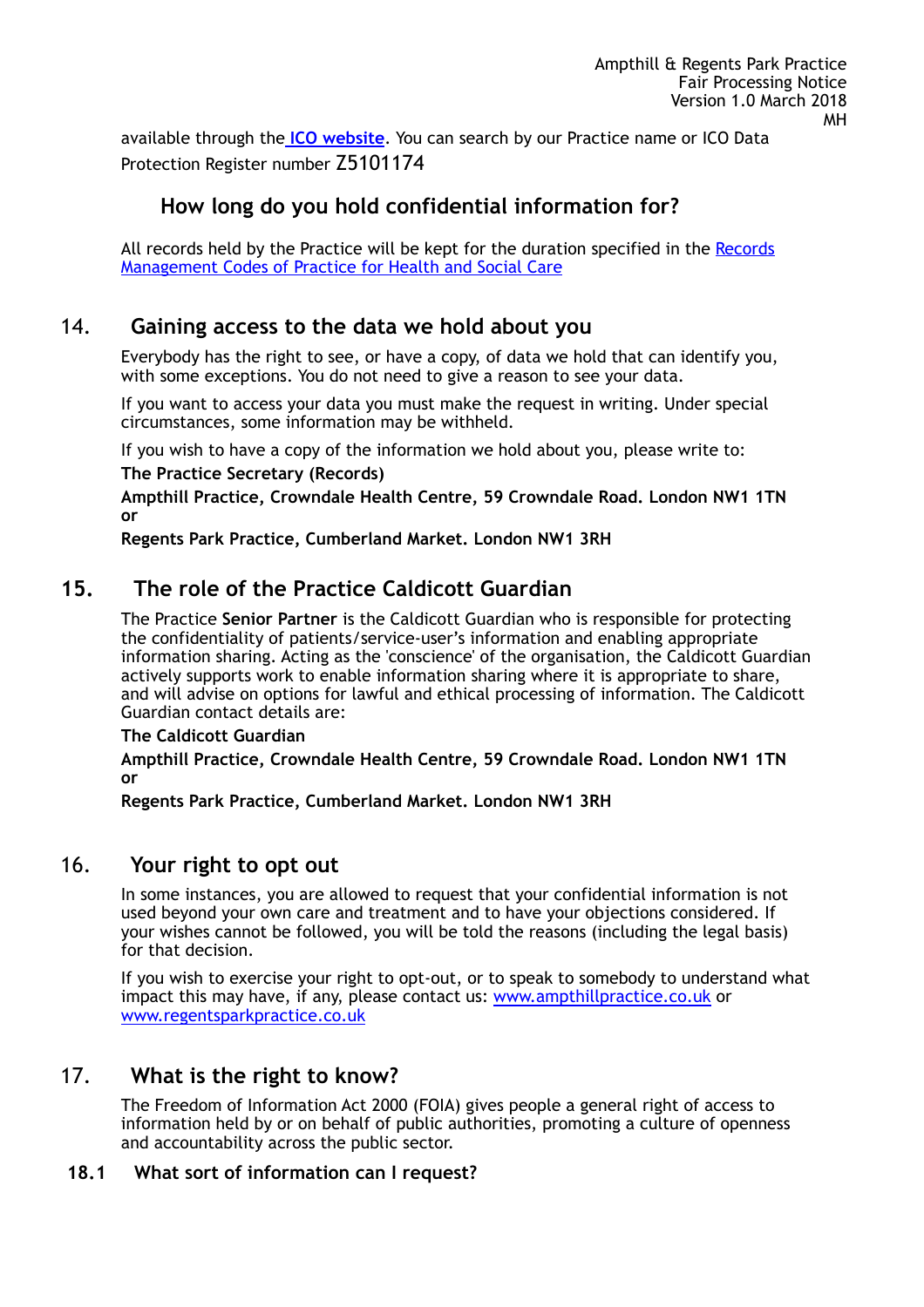available through the [ICO website](). You can search by our Practice name or ICO Data Protection Register number Z5101174

## How long do you hold confidential information for?

All records held by the Practice will be kept for the duration specified in the [Records Management Codes of Practice for Health and Social Care]()

## 14. Gaining access to the data we hold about you

Everybody has the right to see, or have a copy, of data we hold that can identify you, with some exceptions. You do not need to give a reason to see your data.

If you want to access your data you must make the request in writing. Under special circumstances, some information may be withheld.

If you wish to have a copy of the information we hold about you, please write to:

**The Practice Secretary (Records)**

**Ampthill Practice, Crowndale Health Centre, 59 Crowndale Road. London NW1 1TN or**

**Regents Park Practice, Cumberland Market. London NW1 3RH**

## 15. The role of the Practice Caldicott Guardian

The Practice **Senior Partner** is the Caldicott Guardian who is responsible for protecting the confidentiality of patients/service-user's information and enabling appropriate information sharing. Acting as the 'conscience' of the organisation, the Caldicott Guardian actively supports work to enable information sharing where it is appropriate to share, and will advise on options for lawful and ethical processing of information. The Caldicott Guardian contact details are:

**The Caldicott Guardian**

**Ampthill Practice, Crowndale Health Centre, 59 Crowndale Road. London NW1 1TN or**

**Regents Park Practice, Cumberland Market. London NW1 3RH**

## 16. Your right to opt out

In some instances, you are allowed to request that your confidential information is not used beyond your own care and treatment and to have your objections considered. If your wishes cannot be followed, you will be told the reasons (including the legal basis) for that decision.

If you wish to exercise your right to opt-out, or to speak to somebody to understand what impact this may have, if any, please contact us: [www.ampthillpractice.co.uk](www.ampthillpractice.co.uk) or [www.regentsparkpractice.co.uk](www.regentsparkpractice.co.uk)

## 17. What is the right to know?

The Freedom of Information Act 2000 (FOIA) gives people a general right of access to information held by or on behalf of public authorities, promoting a culture of openness and accountability across the public sector.

### 18.1 What sort of information can I request?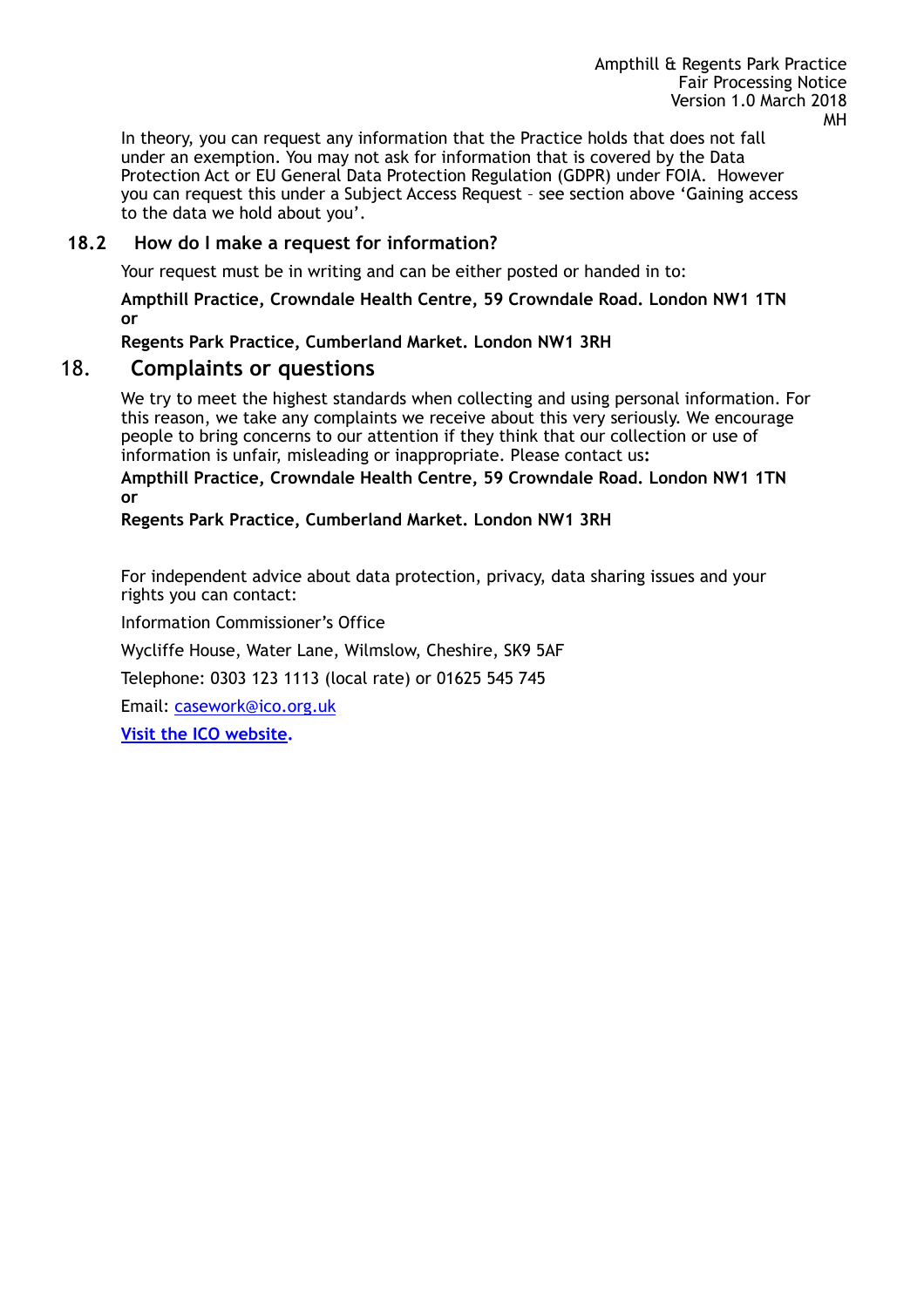In theory, you can request any information that the Practice holds that does not fall under an exemption. You may not ask for information that is covered by the Data Protection Act or EU General Data Protection Regulation (GDPR) under FOIA. However you can request this under a Subject Access Request – see section above 'Gaining access to the data we hold about you'.

### 18.2 How do I make a request for information?

Your request must be in writing and can be either posted or handed in to:

**Ampthill Practice, Crowndale Health Centre, 59 Crowndale Road. London NW1 1TN**
**or**

**Regents Park Practice, Cumberland Market. London NW1 3RH**

## 18. Complaints or questions

We try to meet the highest standards when collecting and using personal information. For this reason, we take any complaints we receive about this very seriously. We encourage people to bring concerns to our attention if they think that our collection or use of information is unfair, misleading or inappropriate. Please contact us:

**Ampthill Practice, Crowndale Health Centre, 59 Crowndale Road. London NW1 1TN**
**or**

**Regents Park Practice, Cumberland Market. London NW1 3RH**

For independent advice about data protection, privacy, data sharing issues and your rights you can contact:

Information Commissioner's Office

Wycliffe House, Water Lane, Wilmslow, Cheshire, SK9 5AF

Telephone: 0303 123 1113 (local rate) or 01625 545 745

Email: casework@ico.org.uk

**Visit the ICO website.**